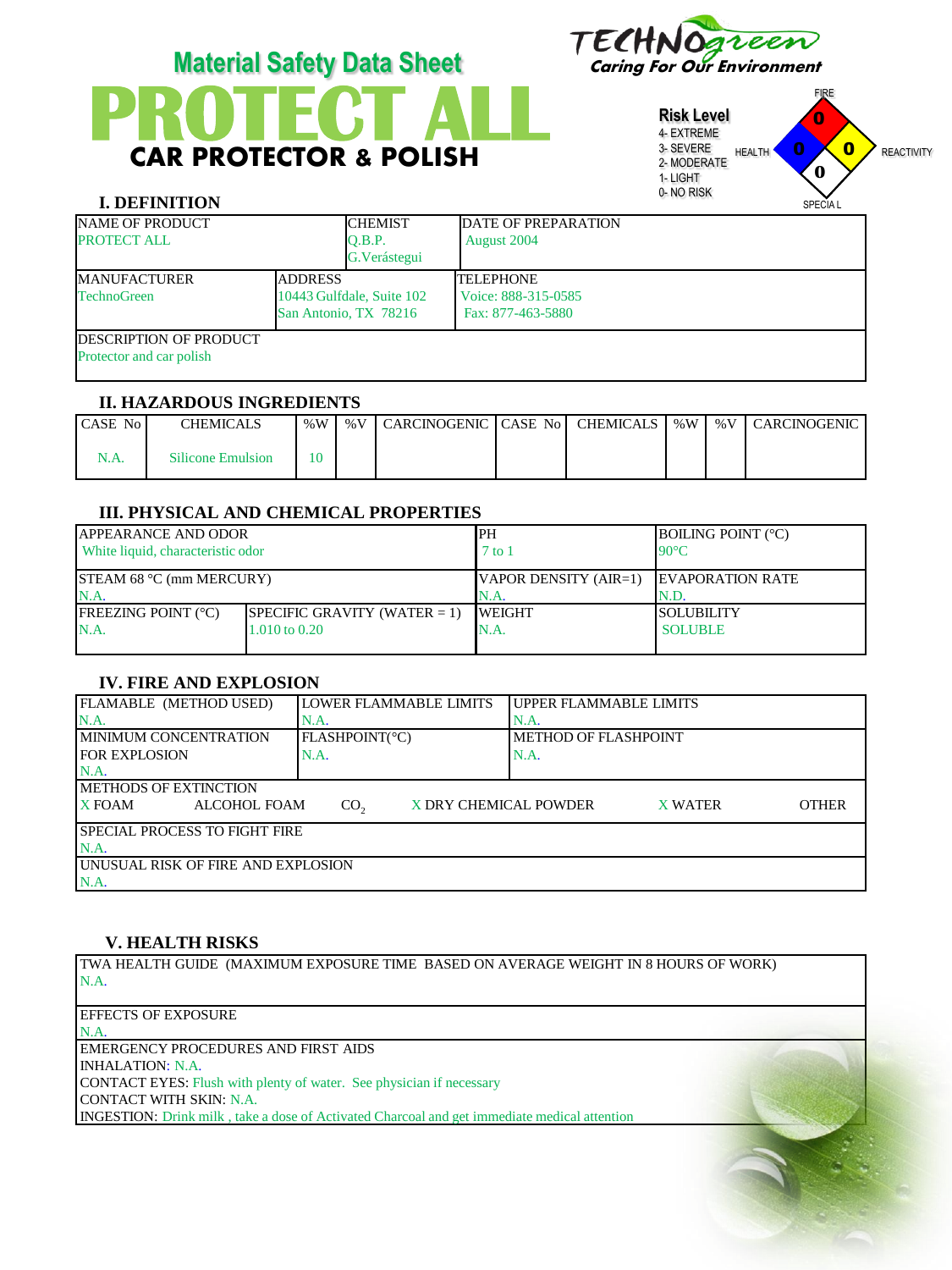# Material Safety Data Sheet

# PROTECT ALL

## CAR PROTECTOR & POLISH

TECHNOgreen
*Caring For Our Environment*

**Risk Level**
4- EXTREME
3- SEVERE
2- MODERATE
1- LIGHT
0- NO RISK

FIRE: 0
HEALTH: 0
REACTIVITY: 0
SPECIAL: 0

### I. DEFINITION

| NAME OF PRODUCT | CHEMIST | DATE OF PREPARATION |
|---|---|---|
| PROTECT ALL | Q.B.P. G.Verástegui | August 2004 |

| MANUFACTURER | ADDRESS | TELEPHONE |
|---|---|---|
| TechnoGreen | 10443 Gulfdale, Suite 102 San Antonio, TX 78216 | Voice: 888-315-0585 Fax: 877-463-5880 |

DESCRIPTION OF PRODUCT
Protector and car polish

### II. HAZARDOUS INGREDIENTS

| CASE No | CHEMICALS | %W | %V | CARCINOGENIC | CASE No | CHEMICALS | %W | %V | CARCINOGENIC |
|---|---|---|---|---|---|---|---|---|---|
| N.A. | Silicone Emulsion | 10 | | | | | | | |

### III. PHYSICAL AND CHEMICAL PROPERTIES

| APPEARANCE AND ODOR | | PH | BOILING POINT (°C) |
|---|---|---|---|
| White liquid, characteristic odor | | 7 to 1 | 90°C |
| STEAM 68 °C (mm MERCURY) | | VAPOR DENSITY (AIR=1) | EVAPORATION RATE |
| N.A. | | N.A. | N.D. |
| FREEZING POINT (°C) | SPECIFIC GRAVITY (WATER = 1) | WEIGHT | SOLUBILITY |
| N.A. | 1.010 to 0.20 | N.A. | SOLUBLE |

### IV. FIRE AND EXPLOSION

| FLAMABLE (METHOD USED) | LOWER FLAMMABLE LIMITS | UPPER FLAMMABLE LIMITS |
|---|---|---|
| N.A. | N.A. | N.A. |
| MINIMUM CONCENTRATION FOR EXPLOSION | FLASHPOINT(°C) | METHOD OF FLASHPOINT |
| N.A. | N.A. | N.A. |

METHODS OF EXTINCTION
X FOAM  ALCOHOL FOAM  $CO_2$  X DRY CHEMICAL POWDER  X WATER  OTHER

SPECIAL PROCESS TO FIGHT FIRE
N.A.

UNUSUAL RISK OF FIRE AND EXPLOSION
N.A.

### V. HEALTH RISKS

TWA HEALTH GUIDE (MAXIMUM EXPOSURE TIME BASED ON AVERAGE WEIGHT IN 8 HOURS OF WORK)
N.A.

EFFECTS OF EXPOSURE
N.A.

EMERGENCY PROCEDURES AND FIRST AIDS
INHALATION: N.A.
CONTACT EYES: Flush with plenty of water. See physician if necessary
CONTACT WITH SKIN: N.A.
INGESTION: Drink milk , take a dose of Activated Charcoal and get immediate medical attention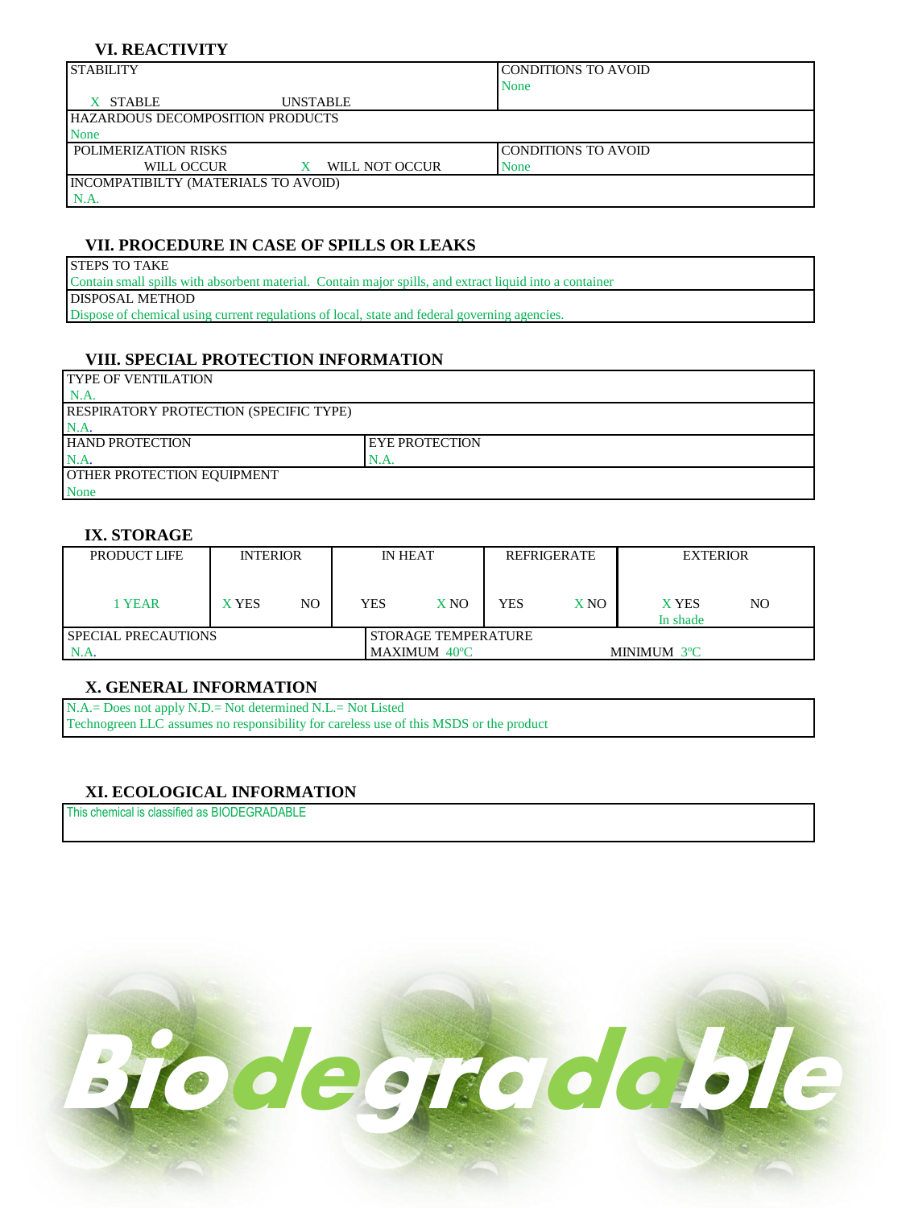## VI. REACTIVITY

| | |
|---|---|
| STABILITY<br>X STABLE UNSTABLE | CONDITIONS TO AVOID<br>None |
| HAZARDOUS DECOMPOSITION PRODUCTS<br>None | |
| POLIMERIZATION RISKS<br>WILL OCCUR X WILL NOT OCCUR | CONDITIONS TO AVOID<br>None |
| INCOMPATIBILTY (MATERIALS TO AVOID)<br>N.A. | |

## VII. PROCEDURE IN CASE OF SPILLS OR LEAKS

| |
|---|
| STEPS TO TAKE<br>Contain small spills with absorbent material. Contain major spills, and extract liquid into a container |
| DISPOSAL METHOD<br>Dispose of chemical using current regulations of local, state and federal governing agencies. |

## VIII. SPECIAL PROTECTION INFORMATION

| | |
|---|---|
| TYPE OF VENTILATION<br>N.A. | |
| RESPIRATORY PROTECTION (SPECIFIC TYPE)<br>N.A. | |
| HAND PROTECTION<br>N.A. | EYE PROTECTION<br>N.A. |
| OTHER PROTECTION EQUIPMENT<br>None | |

## IX. STORAGE

| PRODUCT LIFE | INTERIOR | | IN HEAT | | REFRIGERATE | | EXTERIOR | |
|---|---|---|---|---|---|---|---|---|
| 1 YEAR | X YES | NO | YES | X NO | YES | X NO | X YES<br>In shade | NO |
| SPECIAL PRECAUTIONS<br>N.A. | | | STORAGE TEMPERATURE<br>MAXIMUM 40ºC | | | | MINIMUM 3ºC | |

## X. GENERAL INFORMATION

| |
|---|
| N.A.= Does not apply N.D.= Not determined N.L.= Not Listed<br>Technogreen LLC assumes no responsibility for careless use of this MSDS or the product |

## XI. ECOLOGICAL INFORMATION

| |
|---|
| This chemical is classified as BIODEGRADABLE |

Biodegradable